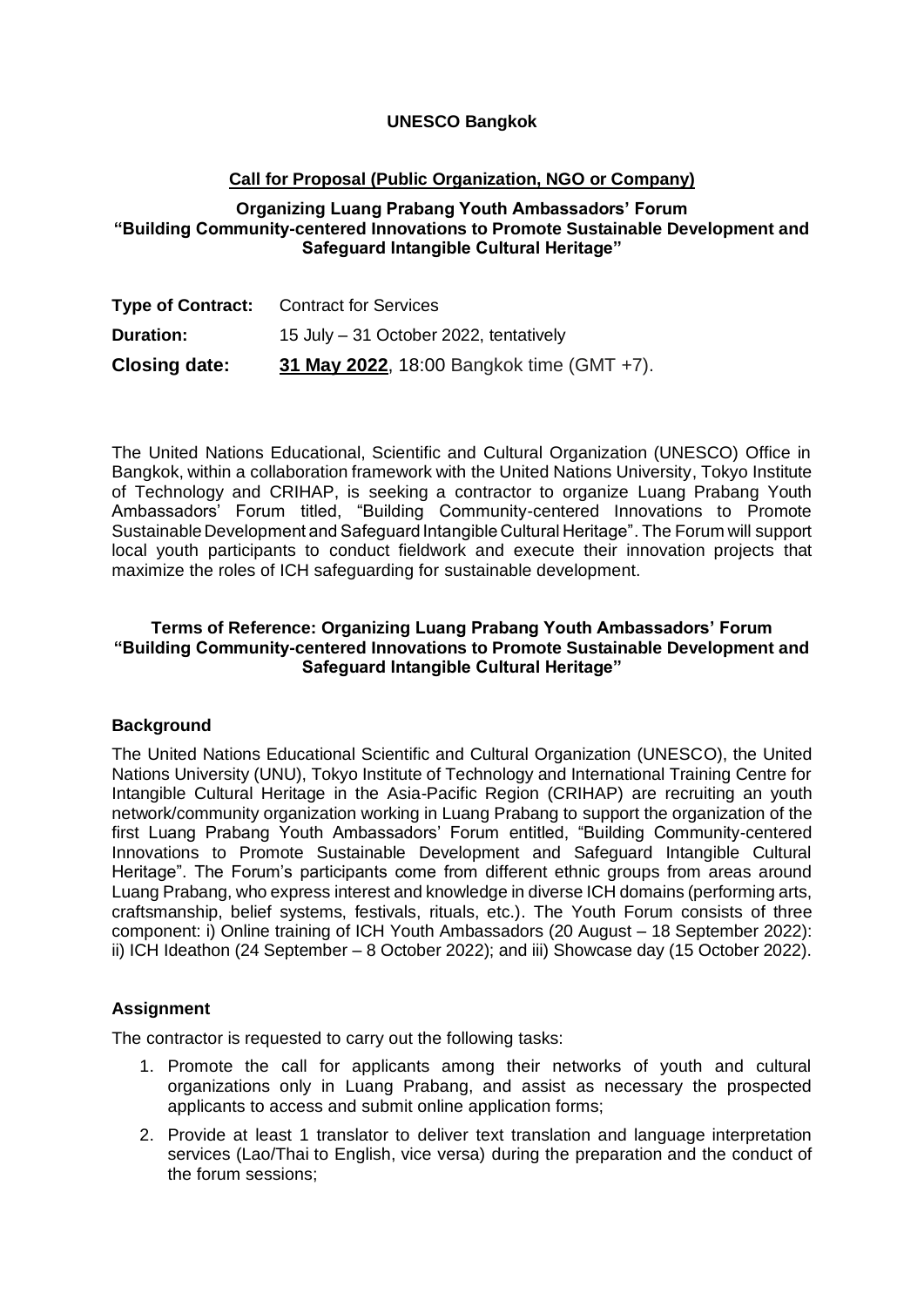**UNESCO Bangkok**

**Call for Proposal (Public Organization, NGO or Company)**

**Organizing Luang Prabang Youth Ambassadors' Forum "Building Community-centered Innovations to Promote Sustainable Development and Safeguard Intangible Cultural Heritage"**

| | |
|---|---|
| **Type of Contract:** | Contract for Services |
| **Duration:** | 15 July – 31 October 2022, tentatively |
| **Closing date:** | **31 May 2022**, 18:00 Bangkok time (GMT +7). |

The United Nations Educational, Scientific and Cultural Organization (UNESCO) Office in Bangkok, within a collaboration framework with the United Nations University, Tokyo Institute of Technology and CRIHAP, is seeking a contractor to organize Luang Prabang Youth Ambassadors' Forum titled, "Building Community-centered Innovations to Promote Sustainable Development and Safeguard Intangible Cultural Heritage". The Forum will support local youth participants to conduct fieldwork and execute their innovation projects that maximize the roles of ICH safeguarding for sustainable development.

**Terms of Reference: Organizing Luang Prabang Youth Ambassadors' Forum "Building Community-centered Innovations to Promote Sustainable Development and Safeguard Intangible Cultural Heritage"**

### Background

The United Nations Educational Scientific and Cultural Organization (UNESCO), the United Nations University (UNU), Tokyo Institute of Technology and International Training Centre for Intangible Cultural Heritage in the Asia-Pacific Region (CRIHAP) are recruiting an youth network/community organization working in Luang Prabang to support the organization of the first Luang Prabang Youth Ambassadors' Forum entitled, "Building Community-centered Innovations to Promote Sustainable Development and Safeguard Intangible Cultural Heritage". The Forum's participants come from different ethnic groups from areas around Luang Prabang, who express interest and knowledge in diverse ICH domains (performing arts, craftsmanship, belief systems, festivals, rituals, etc.). The Youth Forum consists of three component: i) Online training of ICH Youth Ambassadors (20 August – 18 September 2022): ii) ICH Ideathon (24 September – 8 October 2022); and iii) Showcase day (15 October 2022).

### Assignment

The contractor is requested to carry out the following tasks:

1. Promote the call for applicants among their networks of youth and cultural organizations only in Luang Prabang, and assist as necessary the prospected applicants to access and submit online application forms;
2. Provide at least 1 translator to deliver text translation and language interpretation services (Lao/Thai to English, vice versa) during the preparation and the conduct of the forum sessions;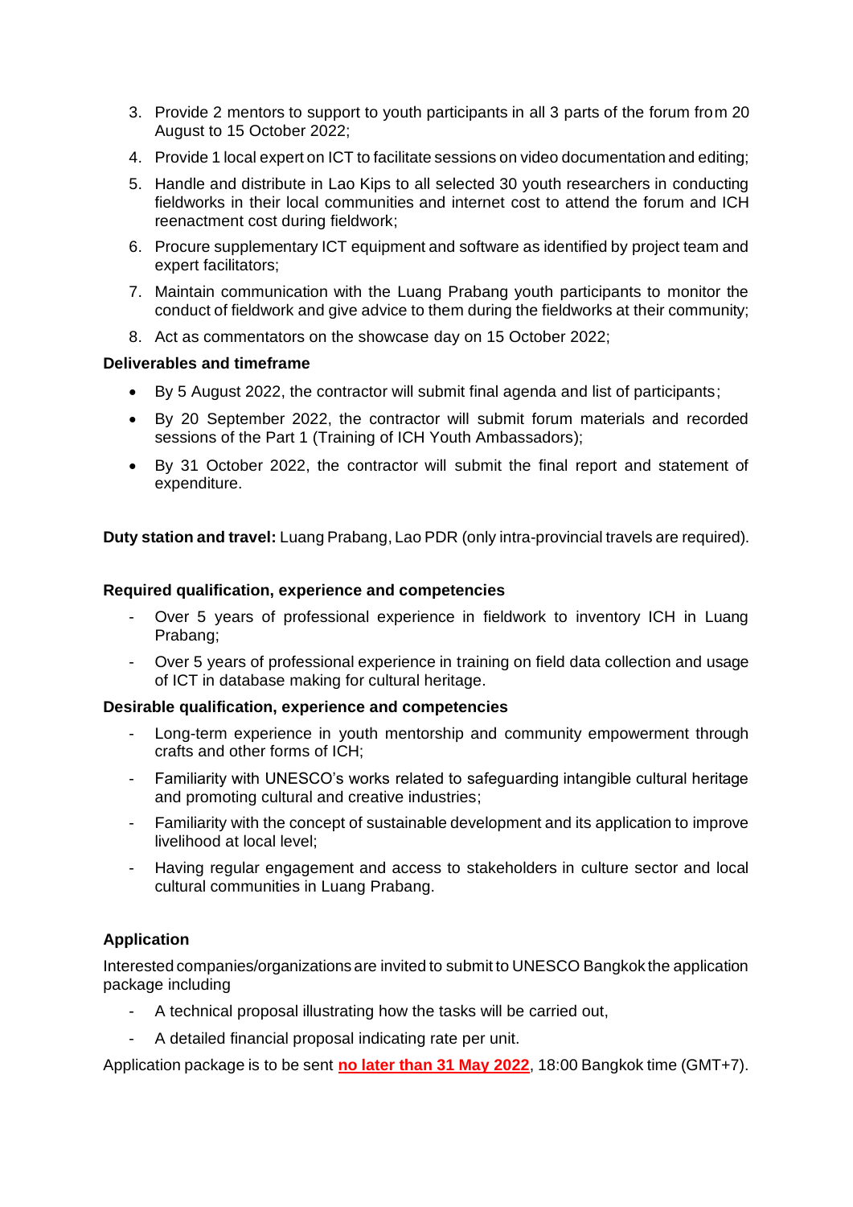3. Provide 2 mentors to support to youth participants in all 3 parts of the forum from 20 August to 15 October 2022;
4. Provide 1 local expert on ICT to facilitate sessions on video documentation and editing;
5. Handle and distribute in Lao Kips to all selected 30 youth researchers in conducting fieldworks in their local communities and internet cost to attend the forum and ICH reenactment cost during fieldwork;
6. Procure supplementary ICT equipment and software as identified by project team and expert facilitators;
7. Maintain communication with the Luang Prabang youth participants to monitor the conduct of fieldwork and give advice to them during the fieldworks at their community;
8. Act as commentators on the showcase day on 15 October 2022;

**Deliverables and timeframe**

- By 5 August 2022, the contractor will submit final agenda and list of participants;
- By 20 September 2022, the contractor will submit forum materials and recorded sessions of the Part 1 (Training of ICH Youth Ambassadors);
- By 31 October 2022, the contractor will submit the final report and statement of expenditure.

**Duty station and travel:** Luang Prabang, Lao PDR (only intra-provincial travels are required).

**Required qualification, experience and competencies**

- Over 5 years of professional experience in fieldwork to inventory ICH in Luang Prabang;
- Over 5 years of professional experience in training on field data collection and usage of ICT in database making for cultural heritage.

**Desirable qualification, experience and competencies**

- Long-term experience in youth mentorship and community empowerment through crafts and other forms of ICH;
- Familiarity with UNESCO's works related to safeguarding intangible cultural heritage and promoting cultural and creative industries;
- Familiarity with the concept of sustainable development and its application to improve livelihood at local level;
- Having regular engagement and access to stakeholders in culture sector and local cultural communities in Luang Prabang.

**Application**

Interested companies/organizations are invited to submit to UNESCO Bangkok the application package including

- A technical proposal illustrating how the tasks will be carried out,
- A detailed financial proposal indicating rate per unit.

Application package is to be sent **no later than 31 May 2022**, 18:00 Bangkok time (GMT+7).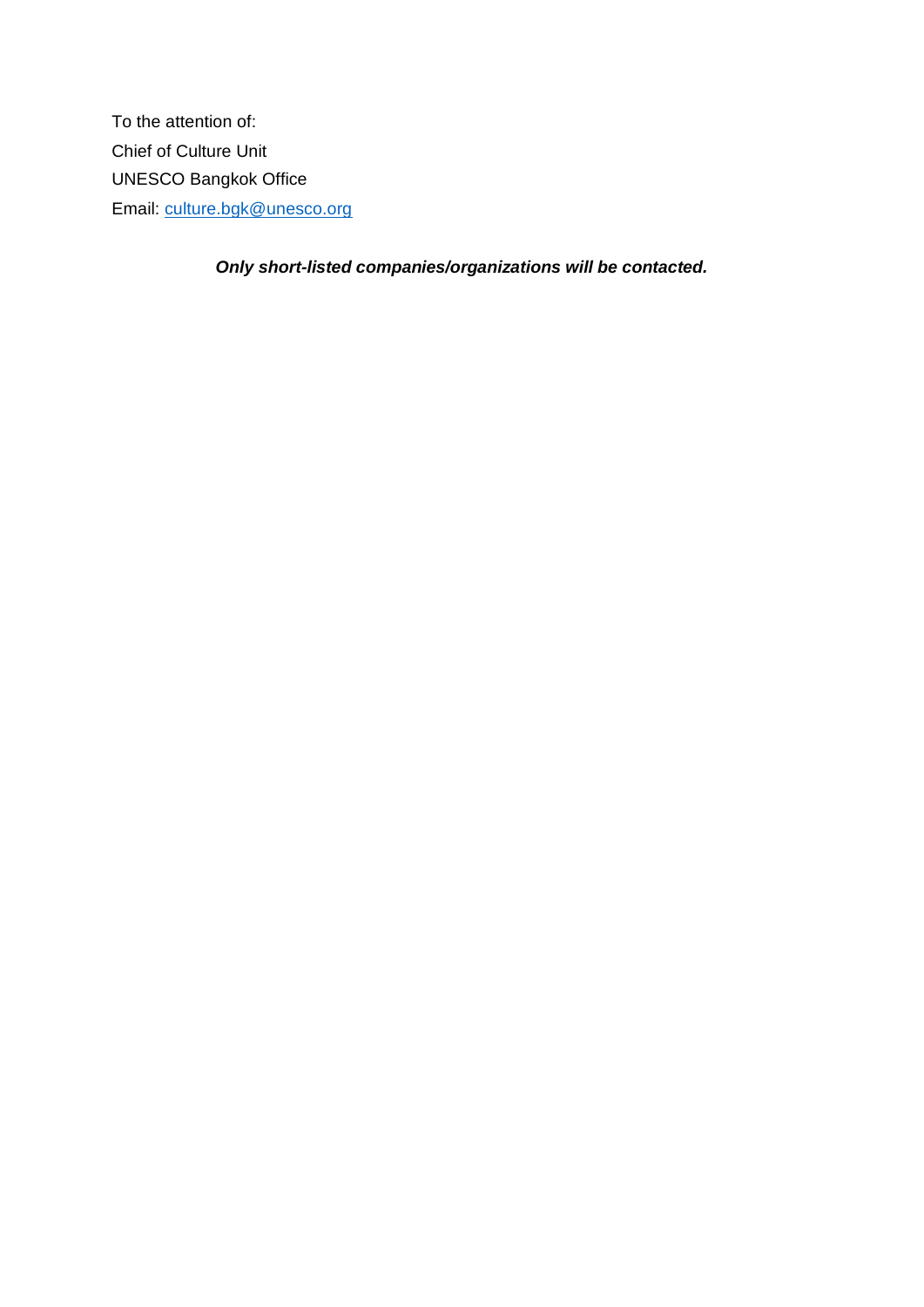To the attention of:
Chief of Culture Unit
UNESCO Bangkok Office
Email: culture.bgk@unesco.org

***Only short-listed companies/organizations will be contacted.***